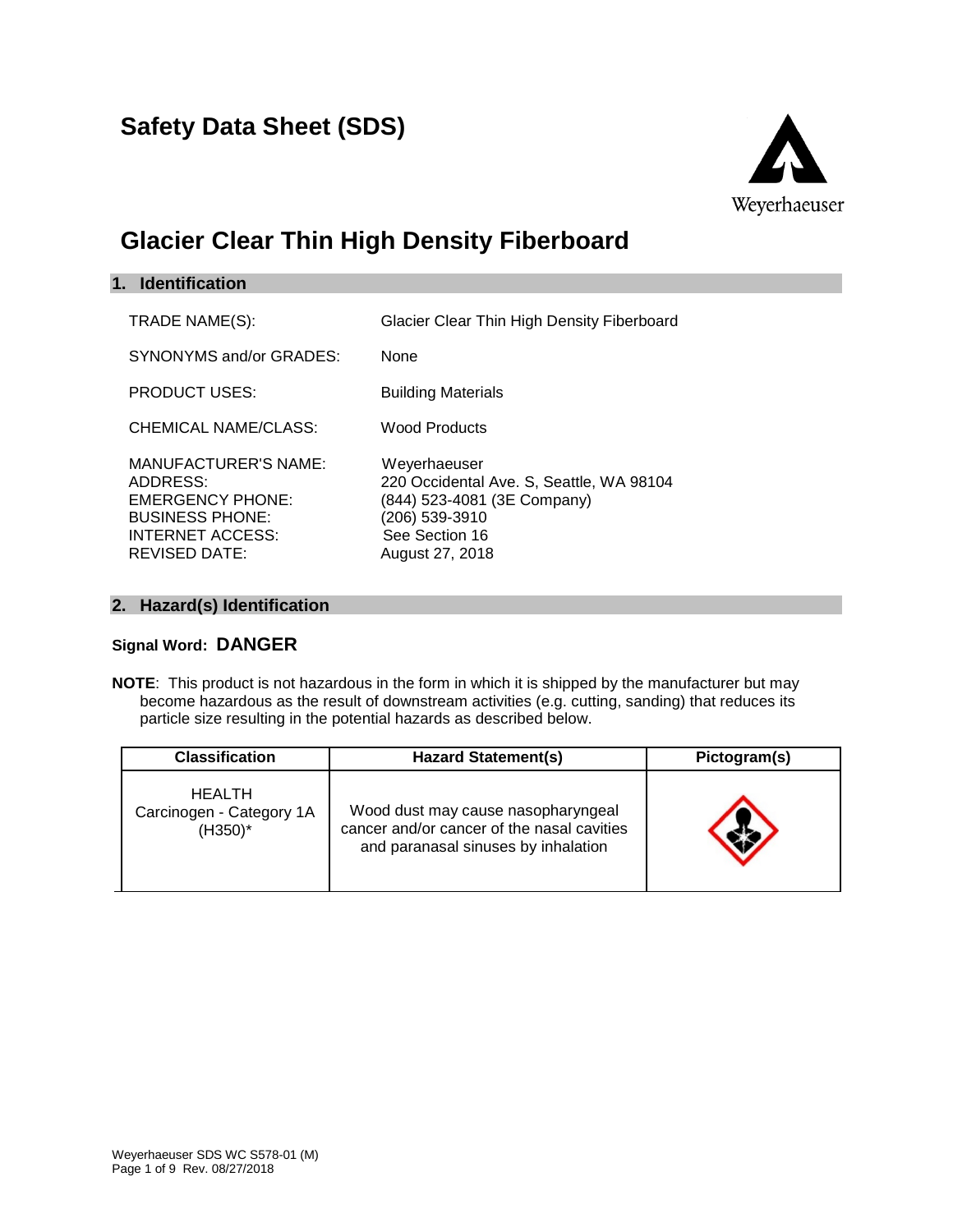# Safety Data Sheet (SDS)

Weyerhaeuser

# Glacier Clear Thin High Density Fiberboard

## 1. Identification

| | |
|---|---|
| TRADE NAME(S): | Glacier Clear Thin High Density Fiberboard |
| SYNONYMS and/or GRADES: | None |
| PRODUCT USES: | Building Materials |
| CHEMICAL NAME/CLASS: | Wood Products |
| MANUFACTURER'S NAME: | Weyerhaeuser |
| ADDRESS: | 220 Occidental Ave. S, Seattle, WA 98104 |
| EMERGENCY PHONE: | (844) 523-4081 (3E Company) |
| BUSINESS PHONE: | (206) 539-3910 |
| INTERNET ACCESS: | See Section 16 |
| REVISED DATE: | August 27, 2018 |

## 2. Hazard(s) Identification

**Signal Word: DANGER**

**NOTE**: This product is not hazardous in the form in which it is shipped by the manufacturer but may become hazardous as the result of downstream activities (e.g. cutting, sanding) that reduces its particle size resulting in the potential hazards as described below.

| Classification | Hazard Statement(s) | Pictogram(s) |
|---|---|---|
| HEALTH Carcinogen - Category 1A (H350)* | Wood dust may cause nasopharyngeal cancer and/or cancer of the nasal cavities and paranasal sinuses by inhalation | |

Weyerhaeuser SDS WC S578-01 (M)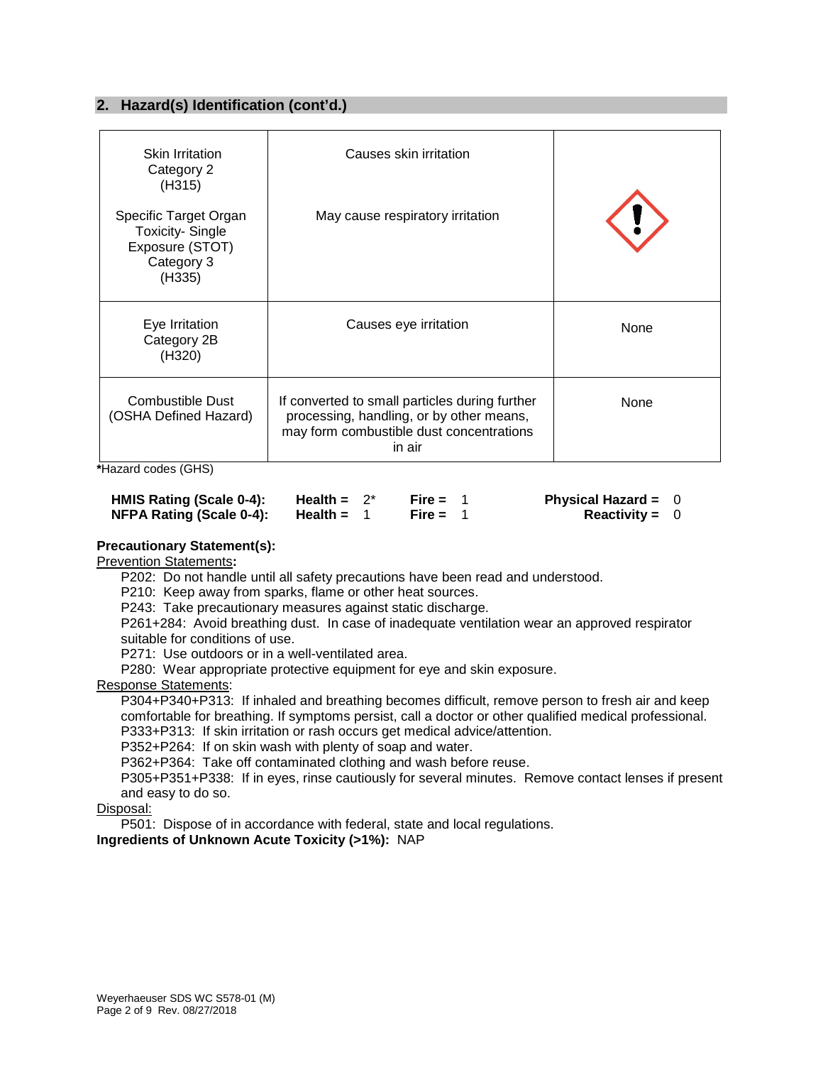## 2. Hazard(s) Identification (cont'd.)

| | | |
|---|---|---|
| Skin Irritation Category 2 (H315)<br><br>Specific Target Organ Toxicity- Single Exposure (STOT) Category 3 (H335) | Causes skin irritation<br><br>May cause respiratory irritation | |
| Eye Irritation Category 2B (H320) | Causes eye irritation | None |
| Combustible Dust (OSHA Defined Hazard) | If converted to small particles during further processing, handling, or by other means, may form combustible dust concentrations in air | None |

***Hazard codes (GHS)**

| | | | |
|---|---|---|---|
| **HMIS Rating (Scale 0-4):** | **Health =** 2* | **Fire =** 1 | **Physical Hazard =** 0 |
| **NFPA Rating (Scale 0-4):** | **Health =** 1 | **Fire =** 1 | **Reactivity =** 0 |

**Precautionary Statement(s):**

Prevention Statements**:**

P202: Do not handle until all safety precautions have been read and understood.
P210: Keep away from sparks, flame or other heat sources.
P243: Take precautionary measures against static discharge.
P261+284: Avoid breathing dust. In case of inadequate ventilation wear an approved respirator suitable for conditions of use.
P271: Use outdoors or in a well-ventilated area.
P280: Wear appropriate protective equipment for eye and skin exposure.

Response Statements:

P304+P340+P313: If inhaled and breathing becomes difficult, remove person to fresh air and keep comfortable for breathing. If symptoms persist, call a doctor or other qualified medical professional.
P333+P313: If skin irritation or rash occurs get medical advice/attention.
P352+P264: If on skin wash with plenty of soap and water.
P362+P364: Take off contaminated clothing and wash before reuse.
P305+P351+P338: If in eyes, rinse cautiously for several minutes. Remove contact lenses if present and easy to do so.

Disposal:

P501: Dispose of in accordance with federal, state and local regulations.

**Ingredients of Unknown Acute Toxicity (>1%):** NAP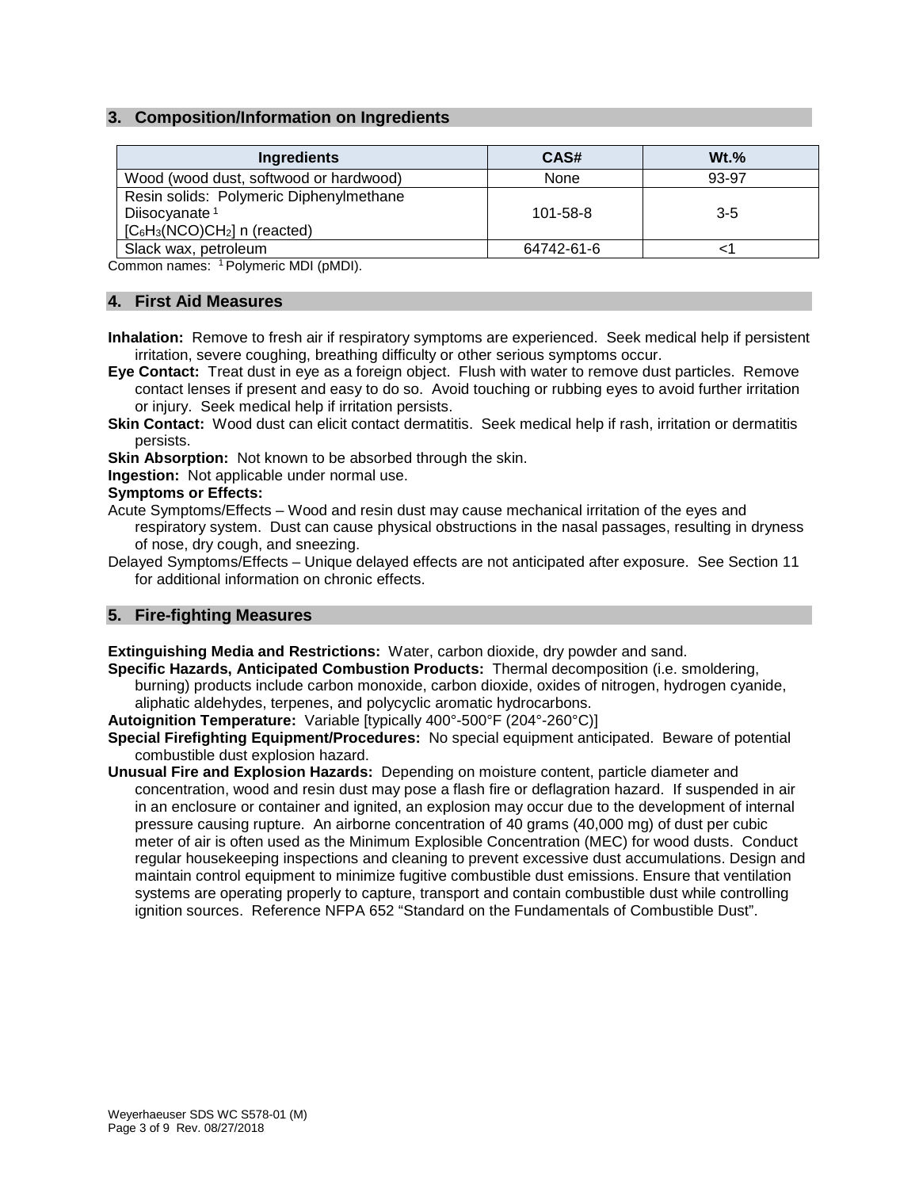## 3. Composition/Information on Ingredients

| Ingredients | CAS# | Wt.% |
|---|---|---|
| Wood (wood dust, softwood or hardwood) | None | 93-97 |
| Resin solids: Polymeric Diphenylmethane Diisocyanate [1] $[C_6H_3(NCO)CH_2]$ n (reacted) | 101-58-8 | 3-5 |
| Slack wax, petroleum | 64742-61-6 | <1 |

Common names: [1] Polymeric MDI (pMDI).

## 4. First Aid Measures

**Inhalation:** Remove to fresh air if respiratory symptoms are experienced. Seek medical help if persistent irritation, severe coughing, breathing difficulty or other serious symptoms occur.

**Eye Contact:** Treat dust in eye as a foreign object. Flush with water to remove dust particles. Remove contact lenses if present and easy to do so. Avoid touching or rubbing eyes to avoid further irritation or injury. Seek medical help if irritation persists.

**Skin Contact:** Wood dust can elicit contact dermatitis. Seek medical help if rash, irritation or dermatitis persists.

**Skin Absorption:** Not known to be absorbed through the skin.

**Ingestion:** Not applicable under normal use.

**Symptoms or Effects:**

Acute Symptoms/Effects – Wood and resin dust may cause mechanical irritation of the eyes and respiratory system. Dust can cause physical obstructions in the nasal passages, resulting in dryness of nose, dry cough, and sneezing.

Delayed Symptoms/Effects – Unique delayed effects are not anticipated after exposure. See Section 11 for additional information on chronic effects.

## 5. Fire-fighting Measures

**Extinguishing Media and Restrictions:** Water, carbon dioxide, dry powder and sand.

**Specific Hazards, Anticipated Combustion Products:** Thermal decomposition (i.e. smoldering, burning) products include carbon monoxide, carbon dioxide, oxides of nitrogen, hydrogen cyanide, aliphatic aldehydes, terpenes, and polycyclic aromatic hydrocarbons.

**Autoignition Temperature:** Variable [typically 400°-500°F (204°-260°C)]

**Special Firefighting Equipment/Procedures:** No special equipment anticipated. Beware of potential combustible dust explosion hazard.

**Unusual Fire and Explosion Hazards:** Depending on moisture content, particle diameter and concentration, wood and resin dust may pose a flash fire or deflagration hazard. If suspended in air in an enclosure or container and ignited, an explosion may occur due to the development of internal pressure causing rupture. An airborne concentration of 40 grams (40,000 mg) of dust per cubic meter of air is often used as the Minimum Explosible Concentration (MEC) for wood dusts. Conduct regular housekeeping inspections and cleaning to prevent excessive dust accumulations. Design and maintain control equipment to minimize fugitive combustible dust emissions. Ensure that ventilation systems are operating properly to capture, transport and contain combustible dust while controlling ignition sources. Reference NFPA 652 "Standard on the Fundamentals of Combustible Dust".

Weyerhaeuser SDS WC S578-01 (M)
Rev. 08/27/2018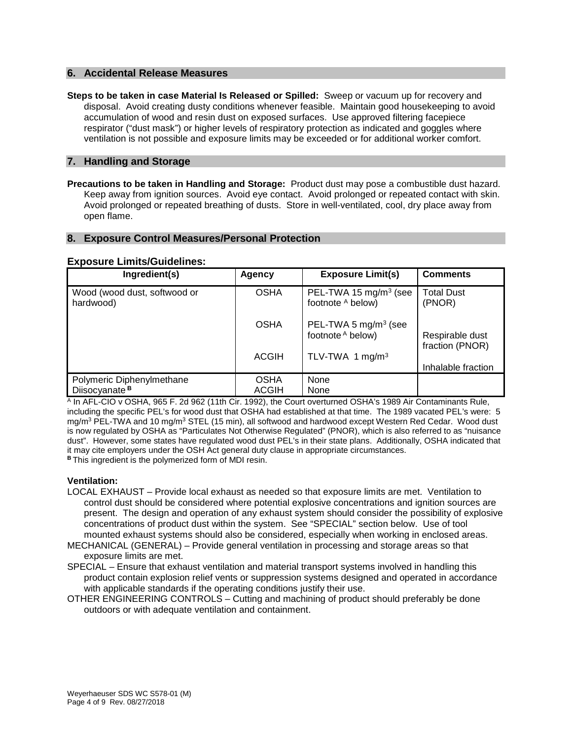## 6. Accidental Release Measures

**Steps to be taken in case Material Is Released or Spilled:** Sweep or vacuum up for recovery and disposal. Avoid creating dusty conditions whenever feasible. Maintain good housekeeping to avoid accumulation of wood and resin dust on exposed surfaces. Use approved filtering facepiece respirator ("dust mask") or higher levels of respiratory protection as indicated and goggles where ventilation is not possible and exposure limits may be exceeded or for additional worker comfort.

## 7. Handling and Storage

**Precautions to be taken in Handling and Storage:** Product dust may pose a combustible dust hazard. Keep away from ignition sources. Avoid eye contact. Avoid prolonged or repeated contact with skin. Avoid prolonged or repeated breathing of dusts. Store in well-ventilated, cool, dry place away from open flame.

## 8. Exposure Control Measures/Personal Protection

### Exposure Limits/Guidelines:

| Ingredient(s) | Agency | Exposure Limit(s) | Comments |
|---|---|---|---|
| Wood (wood dust, softwood or hardwood) | OSHA | PEL-TWA 15 mg/m$^3$ (see footnote [A] below) | Total Dust (PNOR) |
| | OSHA | PEL-TWA 5 mg/m$^3$ (see footnote [A] below) | Respirable dust fraction (PNOR) |
| | ACGIH | TLV-TWA 1 mg/m$^3$ | Inhalable fraction |
| Polymeric Diphenylmethane Diisocyanate [B] | OSHA<br>ACGIH | None<br>None | |

[A] In AFL-CIO v OSHA, 965 F. 2d 962 (11th Cir. 1992), the Court overturned OSHA's 1989 Air Contaminants Rule, including the specific PEL's for wood dust that OSHA had established at that time. The 1989 vacated PEL's were: 5 mg/m$^3$ PEL-TWA and 10 mg/m$^3$ STEL (15 min), all softwood and hardwood except Western Red Cedar. Wood dust is now regulated by OSHA as "Particulates Not Otherwise Regulated" (PNOR), which is also referred to as "nuisance dust". However, some states have regulated wood dust PEL's in their state plans. Additionally, OSHA indicated that it may cite employers under the OSH Act general duty clause in appropriate circumstances.

**[B]** This ingredient is the polymerized form of MDI resin.

**Ventilation:**

LOCAL EXHAUST – Provide local exhaust as needed so that exposure limits are met. Ventilation to control dust should be considered where potential explosive concentrations and ignition sources are present. The design and operation of any exhaust system should consider the possibility of explosive concentrations of product dust within the system. See "SPECIAL" section below. Use of tool mounted exhaust systems should also be considered, especially when working in enclosed areas.

MECHANICAL (GENERAL) – Provide general ventilation in processing and storage areas so that exposure limits are met.

SPECIAL – Ensure that exhaust ventilation and material transport systems involved in handling this product contain explosion relief vents or suppression systems designed and operated in accordance with applicable standards if the operating conditions justify their use.

OTHER ENGINEERING CONTROLS – Cutting and machining of product should preferably be done outdoors or with adequate ventilation and containment.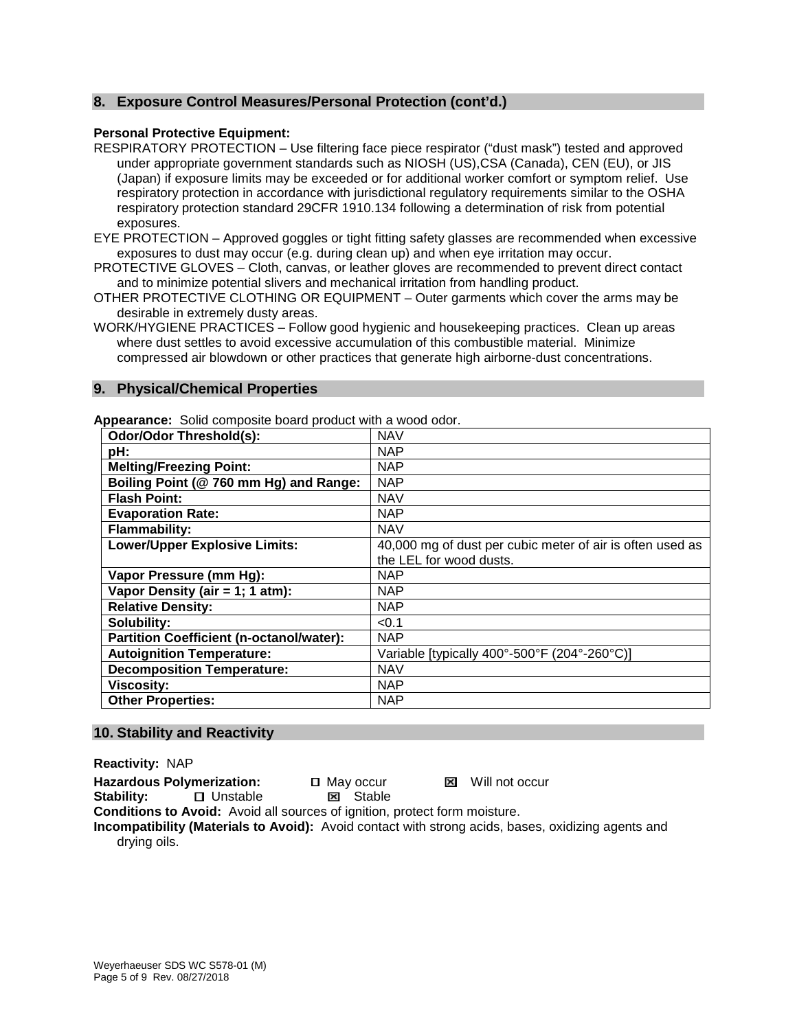## 8. Exposure Control Measures/Personal Protection (cont'd.)

**Personal Protective Equipment:**

RESPIRATORY PROTECTION – Use filtering face piece respirator ("dust mask") tested and approved under appropriate government standards such as NIOSH (US),CSA (Canada), CEN (EU), or JIS (Japan) if exposure limits may be exceeded or for additional worker comfort or symptom relief. Use respiratory protection in accordance with jurisdictional regulatory requirements similar to the OSHA respiratory protection standard 29CFR 1910.134 following a determination of risk from potential exposures.

EYE PROTECTION – Approved goggles or tight fitting safety glasses are recommended when excessive exposures to dust may occur (e.g. during clean up) and when eye irritation may occur.

PROTECTIVE GLOVES – Cloth, canvas, or leather gloves are recommended to prevent direct contact and to minimize potential slivers and mechanical irritation from handling product.

OTHER PROTECTIVE CLOTHING OR EQUIPMENT – Outer garments which cover the arms may be desirable in extremely dusty areas.

WORK/HYGIENE PRACTICES – Follow good hygienic and housekeeping practices. Clean up areas where dust settles to avoid excessive accumulation of this combustible material. Minimize compressed air blowdown or other practices that generate high airborne-dust concentrations.

## 9. Physical/Chemical Properties

**Appearance:** Solid composite board product with a wood odor.

| **Odor/Odor Threshold(s):** | NAV |
|---|---|
| **pH:** | NAP |
| **Melting/Freezing Point:** | NAP |
| **Boiling Point (@ 760 mm Hg) and Range:** | NAP |
| **Flash Point:** | NAV |
| **Evaporation Rate:** | NAP |
| **Flammability:** | NAV |
| **Lower/Upper Explosive Limits:** | 40,000 mg of dust per cubic meter of air is often used as the LEL for wood dusts. |
| **Vapor Pressure (mm Hg):** | NAP |
| **Vapor Density (air = 1; 1 atm):** | NAP |
| **Relative Density:** | NAP |
| **Solubility:** | <0.1 |
| **Partition Coefficient (n-octanol/water):** | NAP |
| **Autoignition Temperature:** | Variable [typically 400°-500°F (204°-260°C)] |
| **Decomposition Temperature:** | NAV |
| **Viscosity:** | NAP |
| **Other Properties:** | NAP |

## 10. Stability and Reactivity

**Reactivity:** NAP

**Hazardous Polymerization:** ☐ May occur ☒ Will not occur

**Stability:** ☐ Unstable ☒ Stable

**Conditions to Avoid:** Avoid all sources of ignition, protect form moisture.

**Incompatibility (Materials to Avoid):** Avoid contact with strong acids, bases, oxidizing agents and drying oils.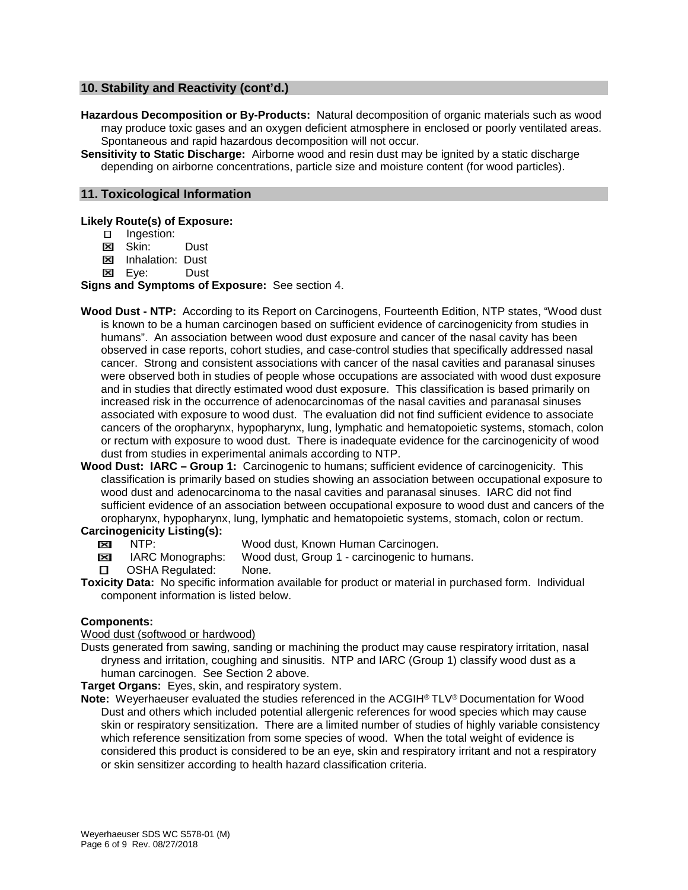## 10. Stability and Reactivity (cont'd.)

**Hazardous Decomposition or By-Products:** Natural decomposition of organic materials such as wood may produce toxic gases and an oxygen deficient atmosphere in enclosed or poorly ventilated areas. Spontaneous and rapid hazardous decomposition will not occur.

**Sensitivity to Static Discharge:** Airborne wood and resin dust may be ignited by a static discharge depending on airborne concentrations, particle size and moisture content (for wood particles).

## 11. Toxicological Information

**Likely Route(s) of Exposure:**

- ☐ Ingestion:
- ☒ Skin: Dust
- ☒ Inhalation: Dust
- ☒ Eye: Dust

**Signs and Symptoms of Exposure:** See section 4.

**Wood Dust - NTP:** According to its Report on Carcinogens, Fourteenth Edition, NTP states, "Wood dust is known to be a human carcinogen based on sufficient evidence of carcinogenicity from studies in humans". An association between wood dust exposure and cancer of the nasal cavity has been observed in case reports, cohort studies, and case-control studies that specifically addressed nasal cancer. Strong and consistent associations with cancer of the nasal cavities and paranasal sinuses were observed both in studies of people whose occupations are associated with wood dust exposure and in studies that directly estimated wood dust exposure. This classification is based primarily on increased risk in the occurrence of adenocarcinomas of the nasal cavities and paranasal sinuses associated with exposure to wood dust. The evaluation did not find sufficient evidence to associate cancers of the oropharynx, hypopharynx, lung, lymphatic and hematopoietic systems, stomach, colon or rectum with exposure to wood dust. There is inadequate evidence for the carcinogenicity of wood dust from studies in experimental animals according to NTP.

**Wood Dust: IARC – Group 1:** Carcinogenic to humans; sufficient evidence of carcinogenicity. This classification is primarily based on studies showing an association between occupational exposure to wood dust and adenocarcinoma to the nasal cavities and paranasal sinuses. IARC did not find sufficient evidence of an association between occupational exposure to wood dust and cancers of the oropharynx, hypopharynx, lung, lymphatic and hematopoietic systems, stomach, colon or rectum.

**Carcinogenicity Listing(s):**

- ☒ NTP: Wood dust, Known Human Carcinogen.
- ☒ IARC Monographs: Wood dust, Group 1 - carcinogenic to humans.
- ☐ OSHA Regulated: None.

**Toxicity Data:** No specific information available for product or material in purchased form. Individual component information is listed below.

**Components:**

Wood dust (softwood or hardwood)

Dusts generated from sawing, sanding or machining the product may cause respiratory irritation, nasal dryness and irritation, coughing and sinusitis. NTP and IARC (Group 1) classify wood dust as a human carcinogen. See Section 2 above.

**Target Organs:** Eyes, skin, and respiratory system.

**Note:** Weyerhaeuser evaluated the studies referenced in the ACGIH® TLV® Documentation for Wood Dust and others which included potential allergenic references for wood species which may cause skin or respiratory sensitization. There are a limited number of studies of highly variable consistency which reference sensitization from some species of wood. When the total weight of evidence is considered this product is considered to be an eye, skin and respiratory irritant and not a respiratory or skin sensitizer according to health hazard classification criteria.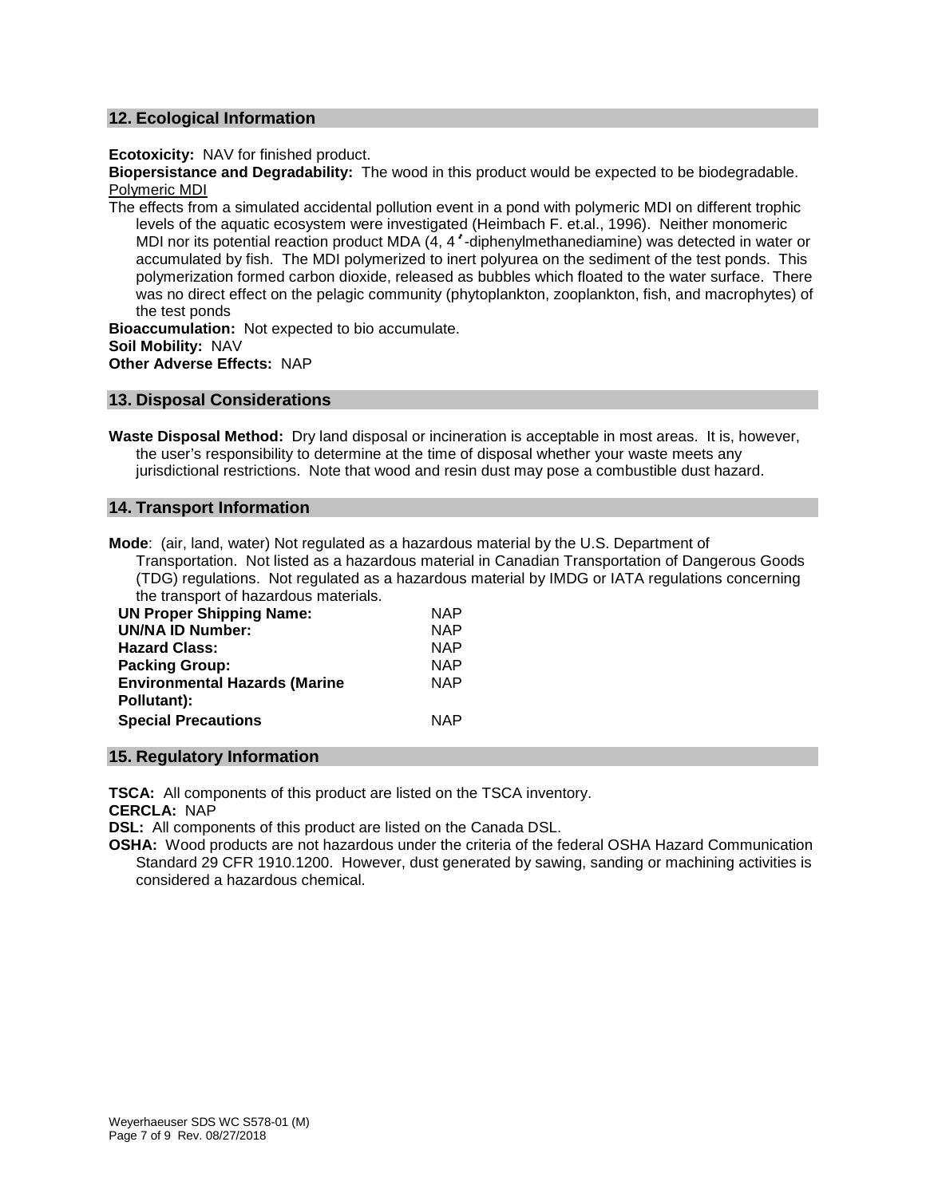## 12. Ecological Information

**Ecotoxicity:** NAV for finished product.

**Biopersistance and Degradability:** The wood in this product would be expected to be biodegradable.

Polymeric MDI

The effects from a simulated accidental pollution event in a pond with polymeric MDI on different trophic levels of the aquatic ecosystem were investigated (Heimbach F. et.al., 1996). Neither monomeric MDI nor its potential reaction product MDA (4, 4'-diphenylmethanediamine) was detected in water or accumulated by fish. The MDI polymerized to inert polyurea on the sediment of the test ponds. This polymerization formed carbon dioxide, released as bubbles which floated to the water surface. There was no direct effect on the pelagic community (phytoplankton, zooplankton, fish, and macrophytes) of the test ponds

**Bioaccumulation:** Not expected to bio accumulate.

**Soil Mobility:** NAV

**Other Adverse Effects:** NAP

## 13. Disposal Considerations

**Waste Disposal Method:** Dry land disposal or incineration is acceptable in most areas. It is, however, the user's responsibility to determine at the time of disposal whether your waste meets any jurisdictional restrictions. Note that wood and resin dust may pose a combustible dust hazard.

## 14. Transport Information

**Mode**: (air, land, water) Not regulated as a hazardous material by the U.S. Department of Transportation. Not listed as a hazardous material in Canadian Transportation of Dangerous Goods (TDG) regulations. Not regulated as a hazardous material by IMDG or IATA regulations concerning the transport of hazardous materials.

| | |
|---|---|
| **UN Proper Shipping Name:** | NAP |
| **UN/NA ID Number:** | NAP |
| **Hazard Class:** | NAP |
| **Packing Group:** | NAP |
| **Environmental Hazards (Marine Pollutant):** | NAP |
| **Special Precautions** | NAP |

## 15. Regulatory Information

**TSCA:** All components of this product are listed on the TSCA inventory.

**CERCLA:** NAP

**DSL:** All components of this product are listed on the Canada DSL.

**OSHA:** Wood products are not hazardous under the criteria of the federal OSHA Hazard Communication Standard 29 CFR 1910.1200. However, dust generated by sawing, sanding or machining activities is considered a hazardous chemical.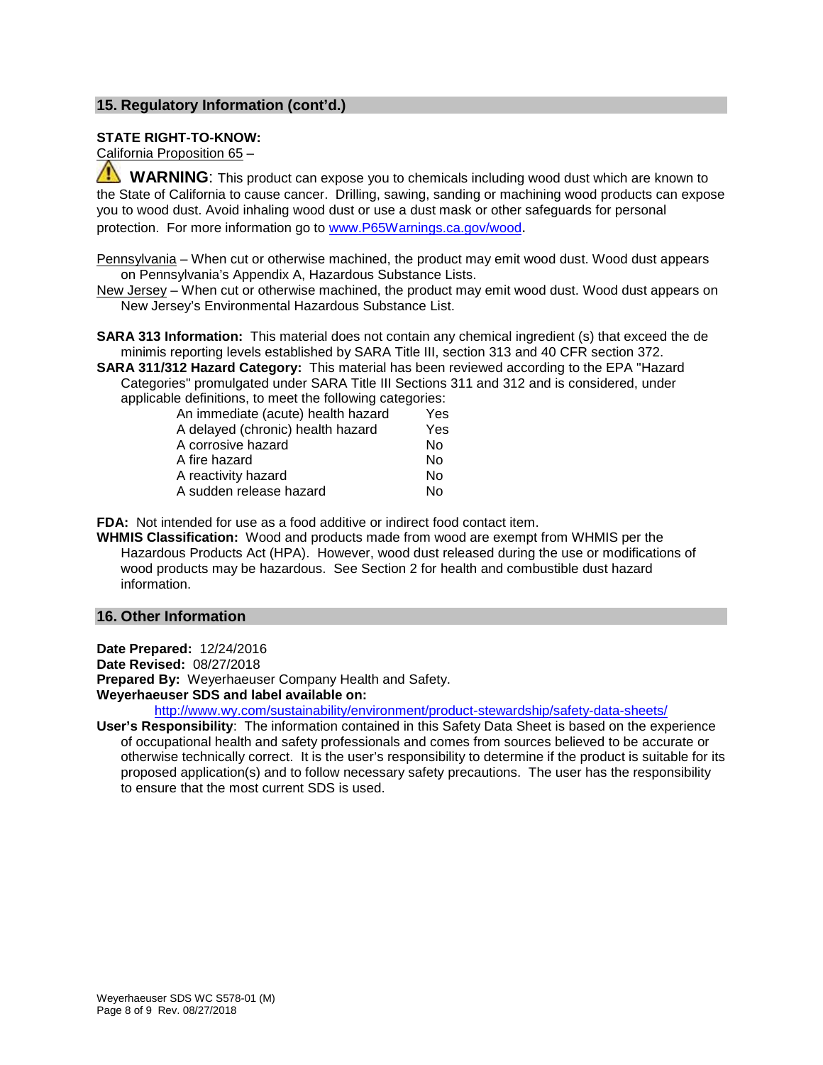## 15. Regulatory Information (cont'd.)

**STATE RIGHT-TO-KNOW:**

California Proposition 65 –

⚠ **WARNING**: This product can expose you to chemicals including wood dust which are known to the State of California to cause cancer. Drilling, sawing, sanding or machining wood products can expose you to wood dust. Avoid inhaling wood dust or use a dust mask or other safeguards for personal protection. For more information go to www.P65Warnings.ca.gov/wood.

Pennsylvania – When cut or otherwise machined, the product may emit wood dust. Wood dust appears on Pennsylvania's Appendix A, Hazardous Substance Lists.

New Jersey – When cut or otherwise machined, the product may emit wood dust. Wood dust appears on New Jersey's Environmental Hazardous Substance List.

**SARA 313 Information:** This material does not contain any chemical ingredient (s) that exceed the de minimis reporting levels established by SARA Title III, section 313 and 40 CFR section 372.

**SARA 311/312 Hazard Category:** This material has been reviewed according to the EPA "Hazard Categories" promulgated under SARA Title III Sections 311 and 312 and is considered, under applicable definitions, to meet the following categories:

| | |
|---|---|
| An immediate (acute) health hazard | Yes |
| A delayed (chronic) health hazard | Yes |
| A corrosive hazard | No |
| A fire hazard | No |
| A reactivity hazard | No |
| A sudden release hazard | No |

**FDA:** Not intended for use as a food additive or indirect food contact item.

**WHMIS Classification:** Wood and products made from wood are exempt from WHMIS per the Hazardous Products Act (HPA). However, wood dust released during the use or modifications of wood products may be hazardous. See Section 2 for health and combustible dust hazard information.

## 16. Other Information

**Date Prepared:** 12/24/2016

**Date Revised:** 08/27/2018

**Prepared By:** Weyerhaeuser Company Health and Safety.

**Weyerhaeuser SDS and label available on:**

http://www.wy.com/sustainability/environment/product-stewardship/safety-data-sheets/

**User's Responsibility**: The information contained in this Safety Data Sheet is based on the experience of occupational health and safety professionals and comes from sources believed to be accurate or otherwise technically correct. It is the user's responsibility to determine if the product is suitable for its proposed application(s) and to follow necessary safety precautions. The user has the responsibility to ensure that the most current SDS is used.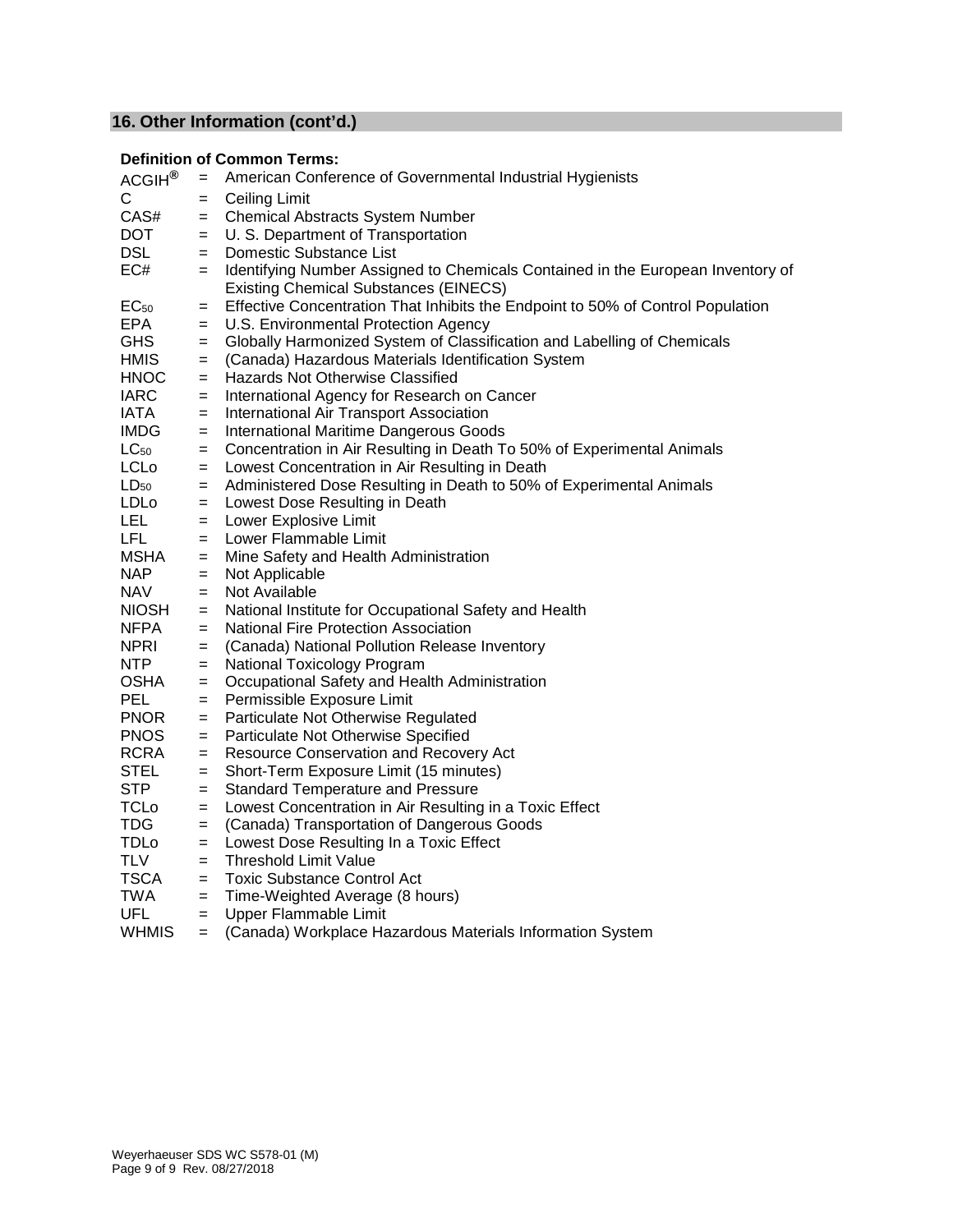## 16. Other Information (cont'd.)

**Definition of Common Terms:**

| | | |
|---|---|---|
| ACGIH® | = | American Conference of Governmental Industrial Hygienists |
| C | = | Ceiling Limit |
| CAS# | = | Chemical Abstracts System Number |
| DOT | = | U. S. Department of Transportation |
| DSL | = | Domestic Substance List |
| EC# | = | Identifying Number Assigned to Chemicals Contained in the European Inventory of Existing Chemical Substances (EINECS) |
| $EC_{50}$ | = | Effective Concentration That Inhibits the Endpoint to 50% of Control Population |
| EPA | = | U.S. Environmental Protection Agency |
| GHS | = | Globally Harmonized System of Classification and Labelling of Chemicals |
| HMIS | = | (Canada) Hazardous Materials Identification System |
| HNOC | = | Hazards Not Otherwise Classified |
| IARC | = | International Agency for Research on Cancer |
| IATA | = | International Air Transport Association |
| IMDG | = | International Maritime Dangerous Goods |
| $LC_{50}$ | = | Concentration in Air Resulting in Death To 50% of Experimental Animals |
| LCLo | = | Lowest Concentration in Air Resulting in Death |
| $LD_{50}$ | = | Administered Dose Resulting in Death to 50% of Experimental Animals |
| LDLo | = | Lowest Dose Resulting in Death |
| LEL | = | Lower Explosive Limit |
| LFL | = | Lower Flammable Limit |
| MSHA | = | Mine Safety and Health Administration |
| NAP | = | Not Applicable |
| NAV | = | Not Available |
| NIOSH | = | National Institute for Occupational Safety and Health |
| NFPA | = | National Fire Protection Association |
| NPRI | = | (Canada) National Pollution Release Inventory |
| NTP | = | National Toxicology Program |
| OSHA | = | Occupational Safety and Health Administration |
| PEL | = | Permissible Exposure Limit |
| PNOR | = | Particulate Not Otherwise Regulated |
| PNOS | = | Particulate Not Otherwise Specified |
| RCRA | = | Resource Conservation and Recovery Act |
| STEL | = | Short-Term Exposure Limit (15 minutes) |
| STP | = | Standard Temperature and Pressure |
| TCLo | = | Lowest Concentration in Air Resulting in a Toxic Effect |
| TDG | = | (Canada) Transportation of Dangerous Goods |
| TDLo | = | Lowest Dose Resulting In a Toxic Effect |
| TLV | = | Threshold Limit Value |
| TSCA | = | Toxic Substance Control Act |
| TWA | = | Time-Weighted Average (8 hours) |
| UFL | = | Upper Flammable Limit |
| WHMIS | = | (Canada) Workplace Hazardous Materials Information System |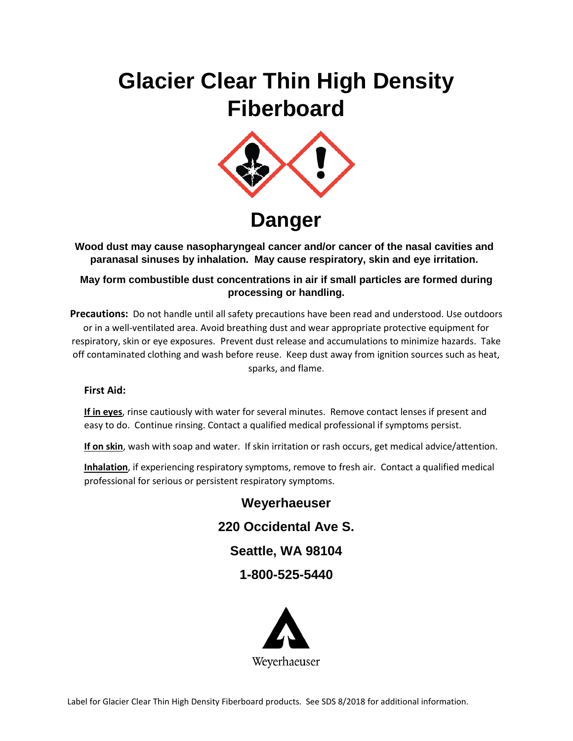# Glacier Clear Thin High Density Fiberboard

## Danger

**Wood dust may cause nasopharyngeal cancer and/or cancer of the nasal cavities and paranasal sinuses by inhalation. May cause respiratory, skin and eye irritation.**

**May form combustible dust concentrations in air if small particles are formed during processing or handling.**

**Precautions:** Do not handle until all safety precautions have been read and understood. Use outdoors or in a well-ventilated area. Avoid breathing dust and wear appropriate protective equipment for respiratory, skin or eye exposures. Prevent dust release and accumulations to minimize hazards. Take off contaminated clothing and wash before reuse. Keep dust away from ignition sources such as heat, sparks, and flame.

**First Aid:**

**If in eyes**, rinse cautiously with water for several minutes. Remove contact lenses if present and easy to do. Continue rinsing. Contact a qualified medical professional if symptoms persist.

**If on skin**, wash with soap and water. If skin irritation or rash occurs, get medical advice/attention.

**Inhalation**, if experiencing respiratory symptoms, remove to fresh air. Contact a qualified medical professional for serious or persistent respiratory symptoms.

**Weyerhaeuser**

**220 Occidental Ave S.**

**Seattle, WA 98104**

**1-800-525-5440**

Weyerhaeuser

Label for Glacier Clear Thin High Density Fiberboard products. See SDS 8/2018 for additional information.